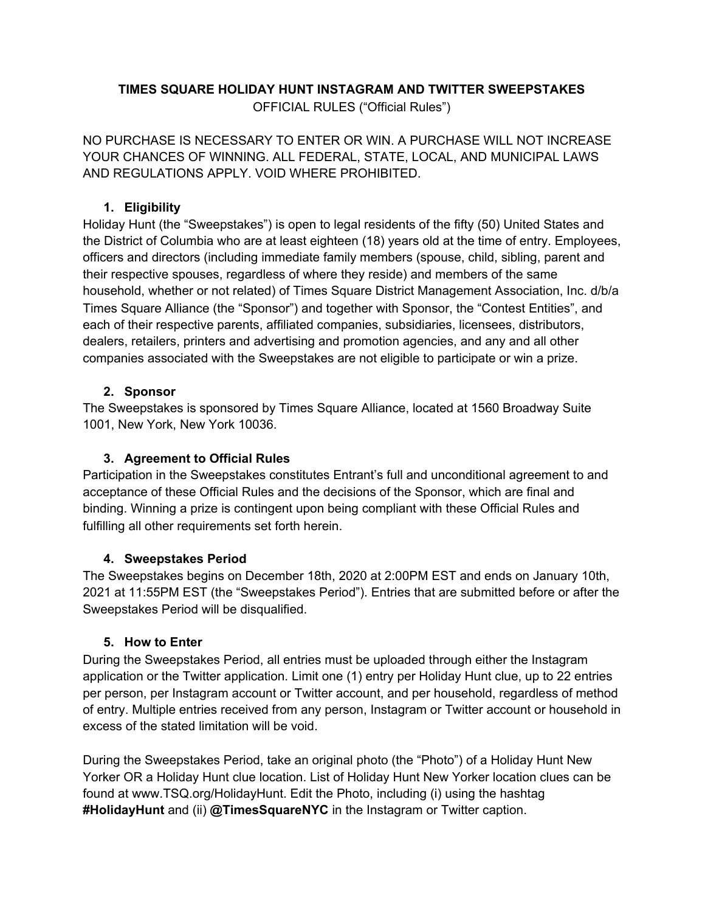**TIMES SQUARE HOLIDAY HUNT INSTAGRAM AND TWITTER SWEEPSTAKES**

OFFICIAL RULES (“Official Rules”)

NO PURCHASE IS NECESSARY TO ENTER OR WIN. A PURCHASE WILL NOT INCREASE YOUR CHANCES OF WINNING. ALL FEDERAL, STATE, LOCAL, AND MUNICIPAL LAWS AND REGULATIONS APPLY. VOID WHERE PROHIBITED.

1. **Eligibility**

Holiday Hunt (the “Sweepstakes”) is open to legal residents of the fifty (50) United States and the District of Columbia who are at least eighteen (18) years old at the time of entry. Employees, officers and directors (including immediate family members (spouse, child, sibling, parent and their respective spouses, regardless of where they reside) and members of the same household, whether or not related) of Times Square District Management Association, Inc. d/b/a Times Square Alliance (the “Sponsor”) and together with Sponsor, the “Contest Entities”, and each of their respective parents, affiliated companies, subsidiaries, licensees, distributors, dealers, retailers, printers and advertising and promotion agencies, and any and all other companies associated with the Sweepstakes are not eligible to participate or win a prize.

2. **Sponsor**

The Sweepstakes is sponsored by Times Square Alliance, located at 1560 Broadway Suite 1001, New York, New York 10036.

3. **Agreement to Official Rules**

Participation in the Sweepstakes constitutes Entrant’s full and unconditional agreement to and acceptance of these Official Rules and the decisions of the Sponsor, which are final and binding. Winning a prize is contingent upon being compliant with these Official Rules and fulfilling all other requirements set forth herein.

4. **Sweepstakes Period**

The Sweepstakes begins on December 18th, 2020 at 2:00PM EST and ends on January 10th, 2021 at 11:55PM EST (the “Sweepstakes Period”). Entries that are submitted before or after the Sweepstakes Period will be disqualified.

5. **How to Enter**

During the Sweepstakes Period, all entries must be uploaded through either the Instagram application or the Twitter application. Limit one (1) entry per Holiday Hunt clue, up to 22 entries per person, per Instagram account or Twitter account, and per household, regardless of method of entry. Multiple entries received from any person, Instagram or Twitter account or household in excess of the stated limitation will be void.

During the Sweepstakes Period, take an original photo (the “Photo”) of a Holiday Hunt New Yorker OR a Holiday Hunt clue location. List of Holiday Hunt New Yorker location clues can be found at www.TSQ.org/HolidayHunt. Edit the Photo, including (i) using the hashtag **#HolidayHunt** and (ii) **@TimesSquareNYC** in the Instagram or Twitter caption.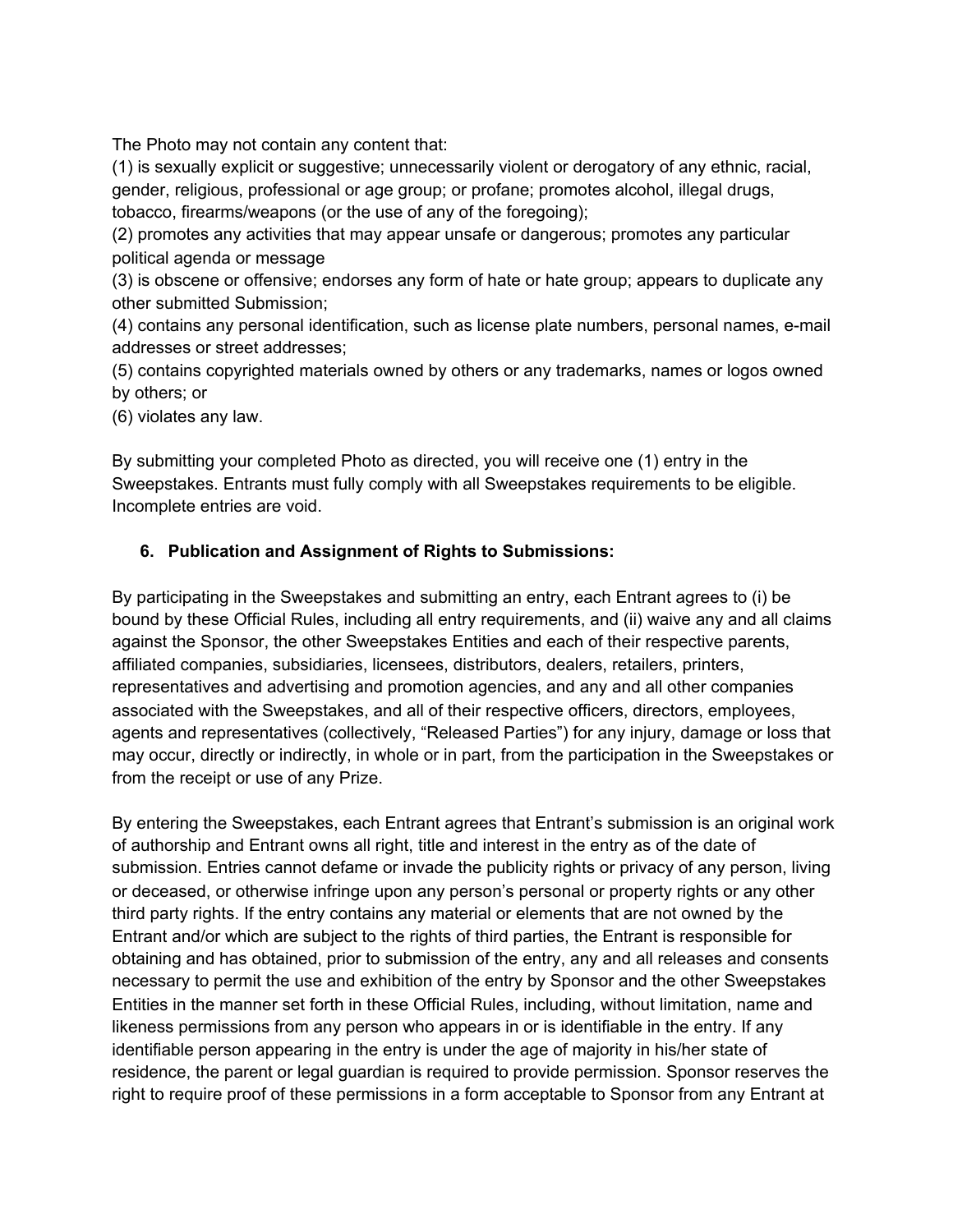The Photo may not contain any content that:
(1) is sexually explicit or suggestive; unnecessarily violent or derogatory of any ethnic, racial, gender, religious, professional or age group; or profane; promotes alcohol, illegal drugs, tobacco, firearms/weapons (or the use of any of the foregoing);
(2) promotes any activities that may appear unsafe or dangerous; promotes any particular political agenda or message
(3) is obscene or offensive; endorses any form of hate or hate group; appears to duplicate any other submitted Submission;
(4) contains any personal identification, such as license plate numbers, personal names, e-mail addresses or street addresses;
(5) contains copyrighted materials owned by others or any trademarks, names or logos owned by others; or
(6) violates any law.

By submitting your completed Photo as directed, you will receive one (1) entry in the Sweepstakes. Entrants must fully comply with all Sweepstakes requirements to be eligible. Incomplete entries are void.

6. **Publication and Assignment of Rights to Submissions:**

By participating in the Sweepstakes and submitting an entry, each Entrant agrees to (i) be bound by these Official Rules, including all entry requirements, and (ii) waive any and all claims against the Sponsor, the other Sweepstakes Entities and each of their respective parents, affiliated companies, subsidiaries, licensees, distributors, dealers, retailers, printers, representatives and advertising and promotion agencies, and any and all other companies associated with the Sweepstakes, and all of their respective officers, directors, employees, agents and representatives (collectively, "Released Parties") for any injury, damage or loss that may occur, directly or indirectly, in whole or in part, from the participation in the Sweepstakes or from the receipt or use of any Prize.

By entering the Sweepstakes, each Entrant agrees that Entrant's submission is an original work of authorship and Entrant owns all right, title and interest in the entry as of the date of submission. Entries cannot defame or invade the publicity rights or privacy of any person, living or deceased, or otherwise infringe upon any person's personal or property rights or any other third party rights. If the entry contains any material or elements that are not owned by the Entrant and/or which are subject to the rights of third parties, the Entrant is responsible for obtaining and has obtained, prior to submission of the entry, any and all releases and consents necessary to permit the use and exhibition of the entry by Sponsor and the other Sweepstakes Entities in the manner set forth in these Official Rules, including, without limitation, name and likeness permissions from any person who appears in or is identifiable in the entry. If any identifiable person appearing in the entry is under the age of majority in his/her state of residence, the parent or legal guardian is required to provide permission. Sponsor reserves the right to require proof of these permissions in a form acceptable to Sponsor from any Entrant at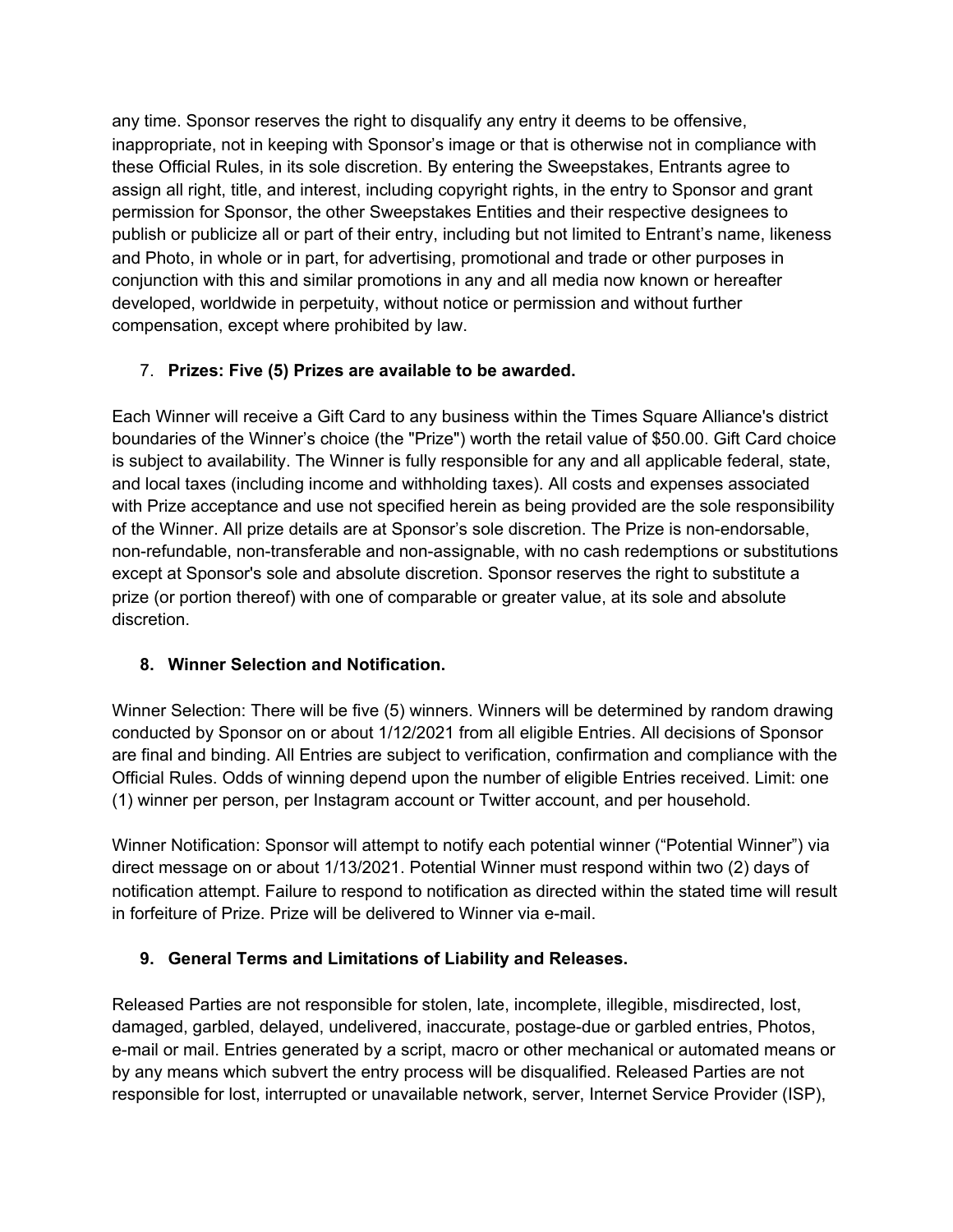any time. Sponsor reserves the right to disqualify any entry it deems to be offensive, inappropriate, not in keeping with Sponsor's image or that is otherwise not in compliance with these Official Rules, in its sole discretion. By entering the Sweepstakes, Entrants agree to assign all right, title, and interest, including copyright rights, in the entry to Sponsor and grant permission for Sponsor, the other Sweepstakes Entities and their respective designees to publish or publicize all or part of their entry, including but not limited to Entrant's name, likeness and Photo, in whole or in part, for advertising, promotional and trade or other purposes in conjunction with this and similar promotions in any and all media now known or hereafter developed, worldwide in perpetuity, without notice or permission and without further compensation, except where prohibited by law.

7. **Prizes: Five (5) Prizes are available to be awarded.**

Each Winner will receive a Gift Card to any business within the Times Square Alliance's district boundaries of the Winner's choice (the "Prize") worth the retail value of $50.00. Gift Card choice is subject to availability. The Winner is fully responsible for any and all applicable federal, state, and local taxes (including income and withholding taxes). All costs and expenses associated with Prize acceptance and use not specified herein as being provided are the sole responsibility of the Winner. All prize details are at Sponsor's sole discretion. The Prize is non-endorsable, non-refundable, non-transferable and non-assignable, with no cash redemptions or substitutions except at Sponsor's sole and absolute discretion. Sponsor reserves the right to substitute a prize (or portion thereof) with one of comparable or greater value, at its sole and absolute discretion.

8. **Winner Selection and Notification.**

Winner Selection: There will be five (5) winners. Winners will be determined by random drawing conducted by Sponsor on or about 1/12/2021 from all eligible Entries. All decisions of Sponsor are final and binding. All Entries are subject to verification, confirmation and compliance with the Official Rules. Odds of winning depend upon the number of eligible Entries received. Limit: one (1) winner per person, per Instagram account or Twitter account, and per household.

Winner Notification: Sponsor will attempt to notify each potential winner ("Potential Winner") via direct message on or about 1/13/2021. Potential Winner must respond within two (2) days of notification attempt. Failure to respond to notification as directed within the stated time will result in forfeiture of Prize. Prize will be delivered to Winner via e-mail.

9. **General Terms and Limitations of Liability and Releases.**

Released Parties are not responsible for stolen, late, incomplete, illegible, misdirected, lost, damaged, garbled, delayed, undelivered, inaccurate, postage-due or garbled entries, Photos, e-mail or mail. Entries generated by a script, macro or other mechanical or automated means or by any means which subvert the entry process will be disqualified. Released Parties are not responsible for lost, interrupted or unavailable network, server, Internet Service Provider (ISP),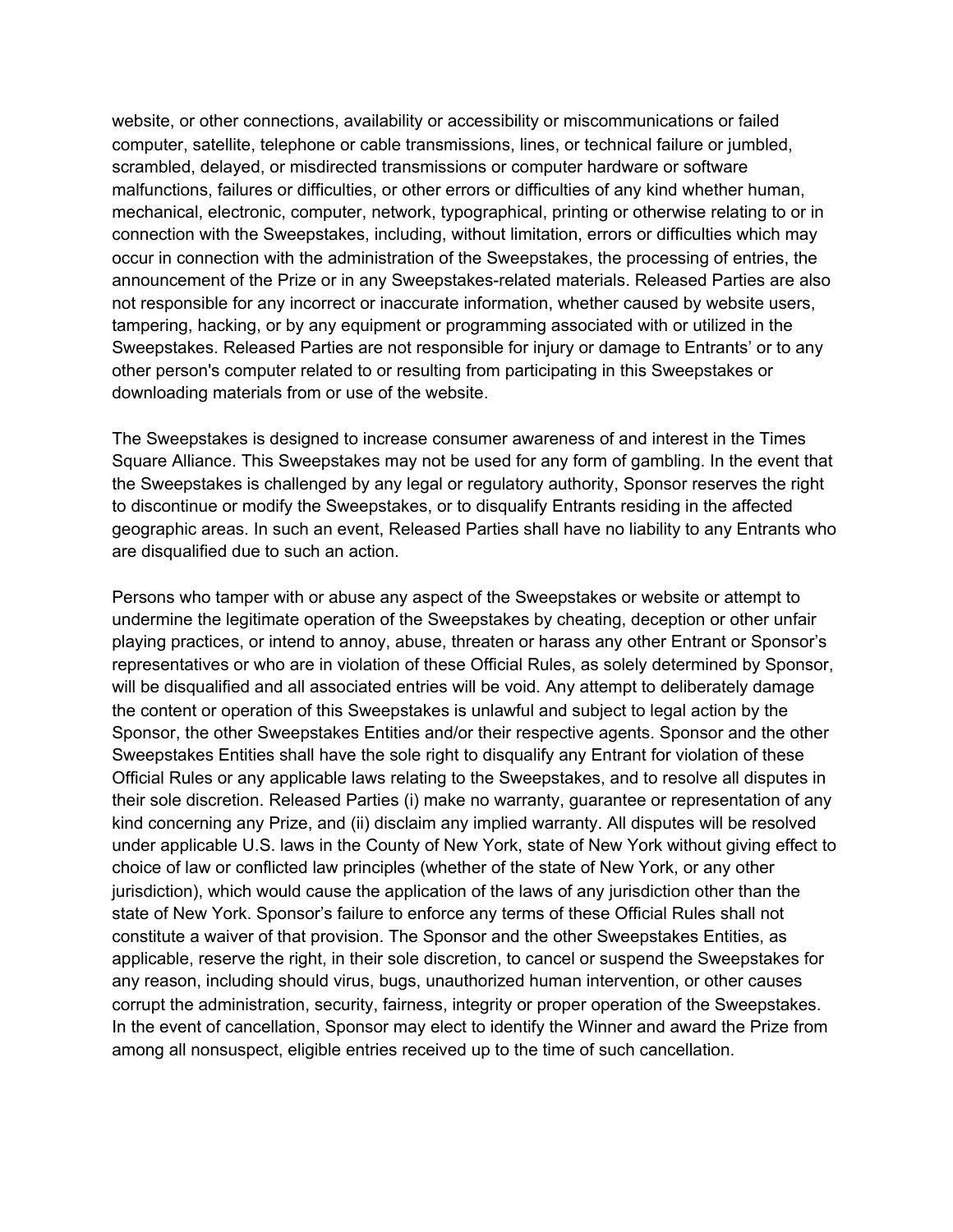website, or other connections, availability or accessibility or miscommunications or failed computer, satellite, telephone or cable transmissions, lines, or technical failure or jumbled, scrambled, delayed, or misdirected transmissions or computer hardware or software malfunctions, failures or difficulties, or other errors or difficulties of any kind whether human, mechanical, electronic, computer, network, typographical, printing or otherwise relating to or in connection with the Sweepstakes, including, without limitation, errors or difficulties which may occur in connection with the administration of the Sweepstakes, the processing of entries, the announcement of the Prize or in any Sweepstakes-related materials. Released Parties are also not responsible for any incorrect or inaccurate information, whether caused by website users, tampering, hacking, or by any equipment or programming associated with or utilized in the Sweepstakes. Released Parties are not responsible for injury or damage to Entrants' or to any other person's computer related to or resulting from participating in this Sweepstakes or downloading materials from or use of the website.

The Sweepstakes is designed to increase consumer awareness of and interest in the Times Square Alliance. This Sweepstakes may not be used for any form of gambling. In the event that the Sweepstakes is challenged by any legal or regulatory authority, Sponsor reserves the right to discontinue or modify the Sweepstakes, or to disqualify Entrants residing in the affected geographic areas. In such an event, Released Parties shall have no liability to any Entrants who are disqualified due to such an action.

Persons who tamper with or abuse any aspect of the Sweepstakes or website or attempt to undermine the legitimate operation of the Sweepstakes by cheating, deception or other unfair playing practices, or intend to annoy, abuse, threaten or harass any other Entrant or Sponsor's representatives or who are in violation of these Official Rules, as solely determined by Sponsor, will be disqualified and all associated entries will be void. Any attempt to deliberately damage the content or operation of this Sweepstakes is unlawful and subject to legal action by the Sponsor, the other Sweepstakes Entities and/or their respective agents. Sponsor and the other Sweepstakes Entities shall have the sole right to disqualify any Entrant for violation of these Official Rules or any applicable laws relating to the Sweepstakes, and to resolve all disputes in their sole discretion. Released Parties (i) make no warranty, guarantee or representation of any kind concerning any Prize, and (ii) disclaim any implied warranty. All disputes will be resolved under applicable U.S. laws in the County of New York, state of New York without giving effect to choice of law or conflicted law principles (whether of the state of New York, or any other jurisdiction), which would cause the application of the laws of any jurisdiction other than the state of New York. Sponsor's failure to enforce any terms of these Official Rules shall not constitute a waiver of that provision. The Sponsor and the other Sweepstakes Entities, as applicable, reserve the right, in their sole discretion, to cancel or suspend the Sweepstakes for any reason, including should virus, bugs, unauthorized human intervention, or other causes corrupt the administration, security, fairness, integrity or proper operation of the Sweepstakes. In the event of cancellation, Sponsor may elect to identify the Winner and award the Prize from among all nonsuspect, eligible entries received up to the time of such cancellation.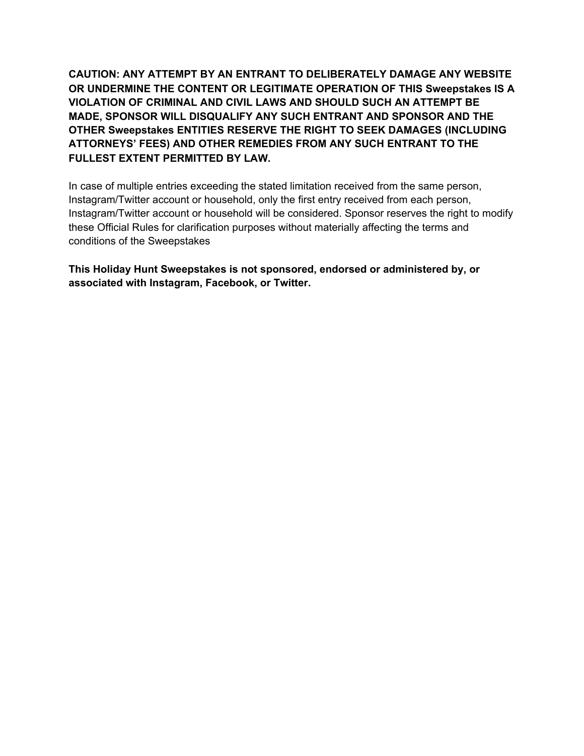**CAUTION: ANY ATTEMPT BY AN ENTRANT TO DELIBERATELY DAMAGE ANY WEBSITE OR UNDERMINE THE CONTENT OR LEGITIMATE OPERATION OF THIS Sweepstakes IS A VIOLATION OF CRIMINAL AND CIVIL LAWS AND SHOULD SUCH AN ATTEMPT BE MADE, SPONSOR WILL DISQUALIFY ANY SUCH ENTRANT AND SPONSOR AND THE OTHER Sweepstakes ENTITIES RESERVE THE RIGHT TO SEEK DAMAGES (INCLUDING ATTORNEYS' FEES) AND OTHER REMEDIES FROM ANY SUCH ENTRANT TO THE FULLEST EXTENT PERMITTED BY LAW.**

In case of multiple entries exceeding the stated limitation received from the same person, Instagram/Twitter account or household, only the first entry received from each person, Instagram/Twitter account or household will be considered. Sponsor reserves the right to modify these Official Rules for clarification purposes without materially affecting the terms and conditions of the Sweepstakes

**This Holiday Hunt Sweepstakes is not sponsored, endorsed or administered by, or associated with Instagram, Facebook, or Twitter.**